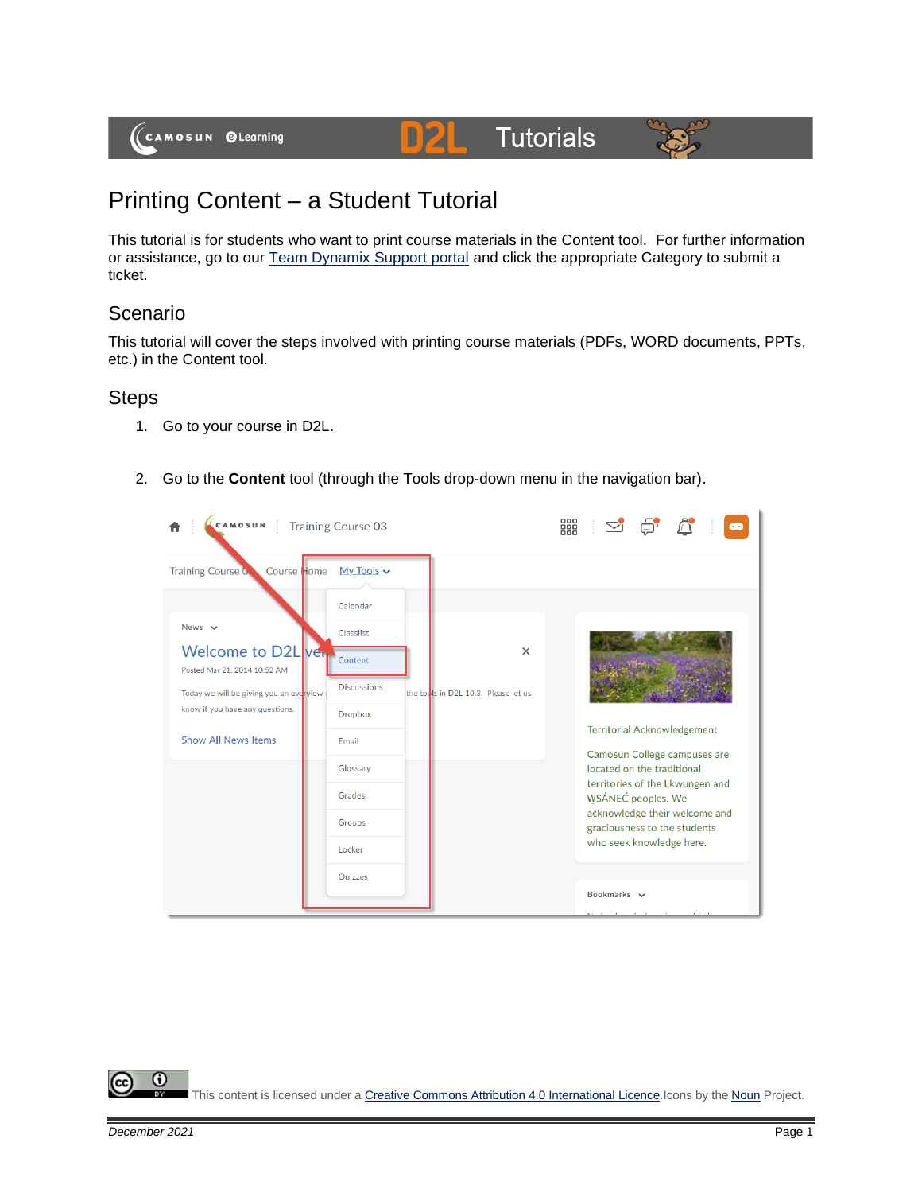# Printing Content – a Student Tutorial

This tutorial is for students who want to print course materials in the Content tool. For further information or assistance, go to our [Team Dynamix Support portal]() and click the appropriate Category to submit a ticket.

## Scenario

This tutorial will cover the steps involved with printing course materials (PDFs, WORD documents, PPTs, etc.) in the Content tool.

## Steps

1. Go to your course in D2L.

2. Go to the **Content** tool (through the Tools drop-down menu in the navigation bar).

This content is licensed under a [Creative Commons Attribution 4.0 International Licence](). Icons by the [Noun]() Project.

*December 2021*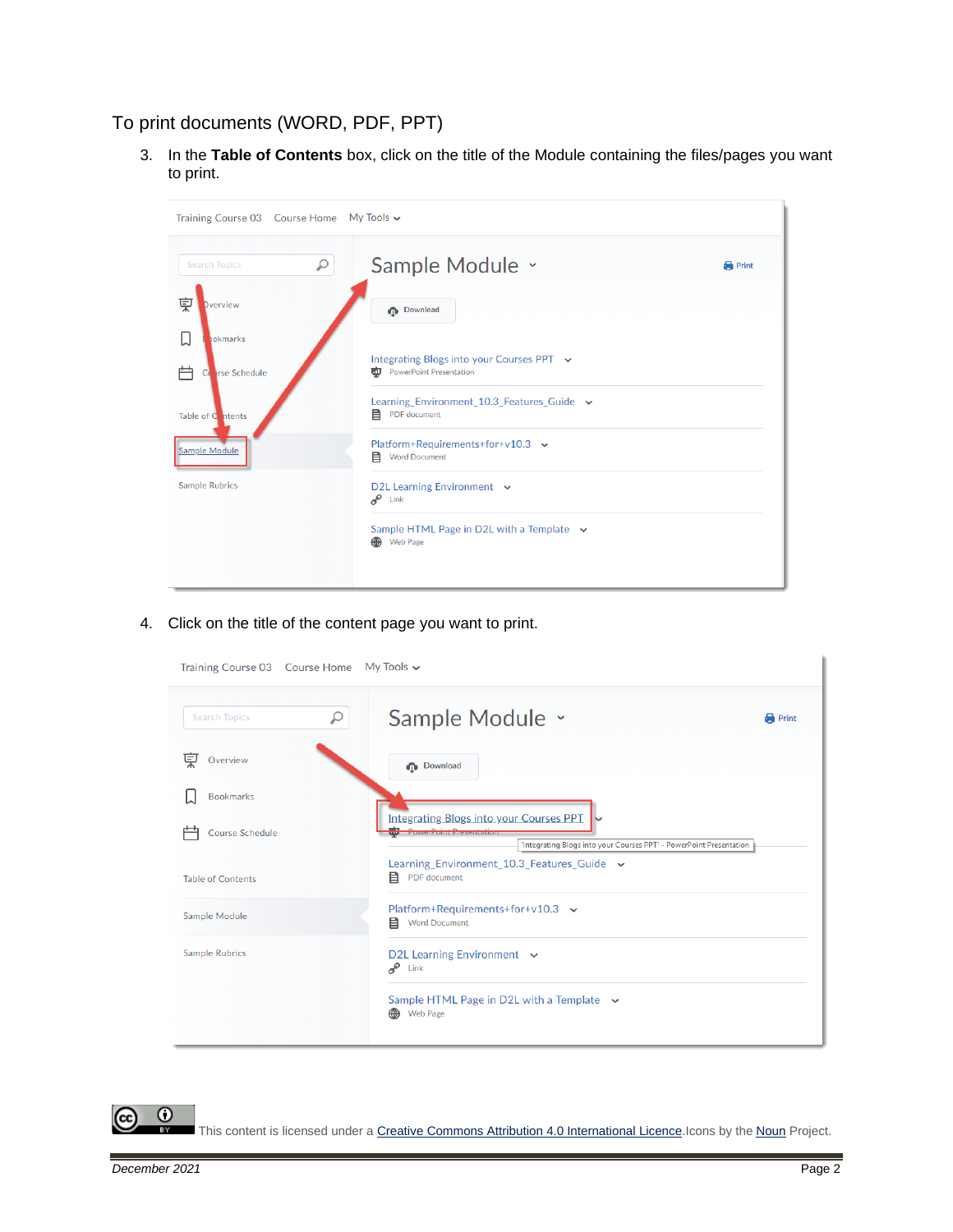## To print documents (WORD, PDF, PPT)

3. In the **Table of Contents** box, click on the title of the Module containing the files/pages you want to print.

4. Click on the title of the content page you want to print.

This content is licensed under a Creative Commons Attribution 4.0 International Licence.Icons by the Noun Project.

*December 2021*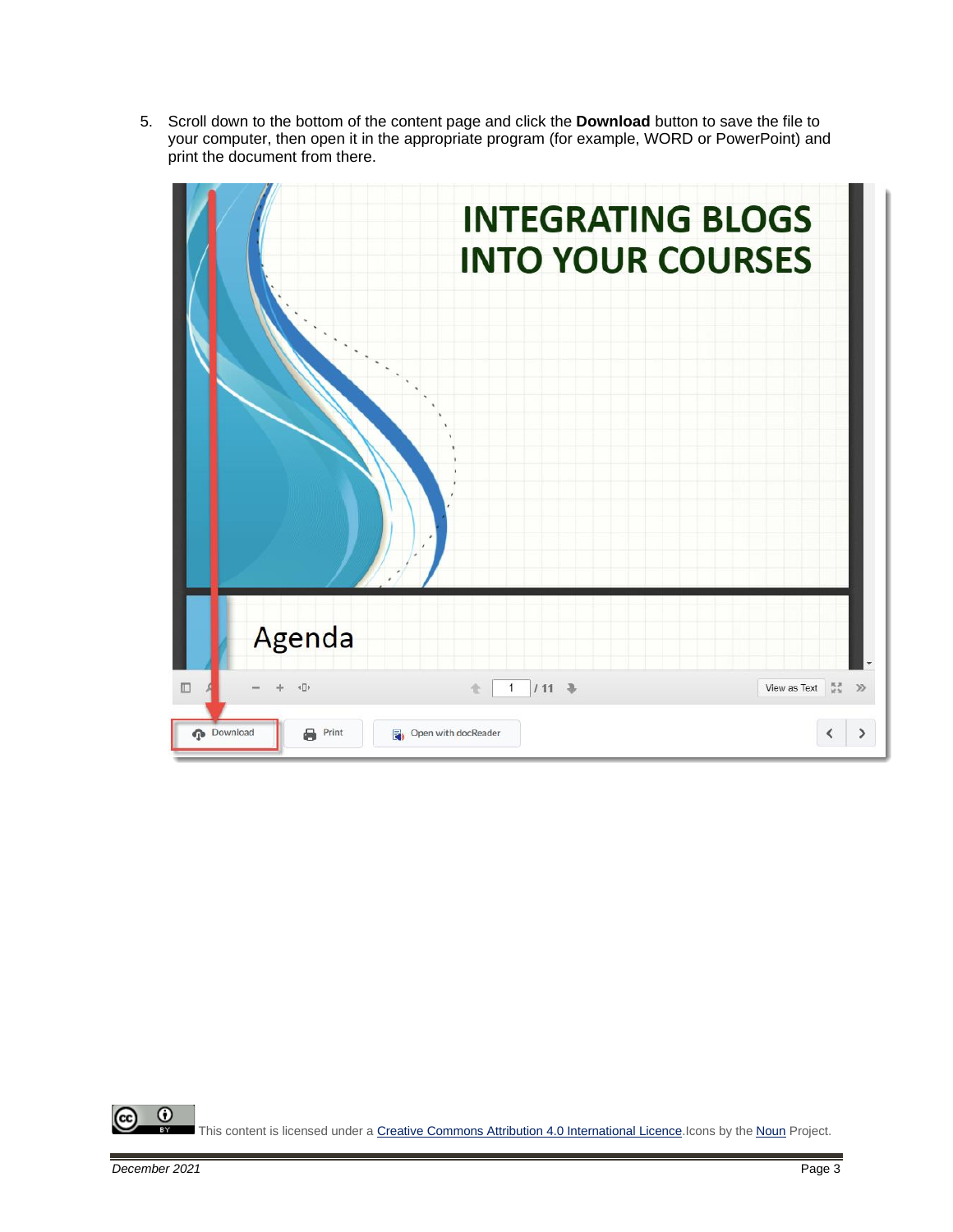5. Scroll down to the bottom of the content page and click the **Download** button to save the file to your computer, then open it in the appropriate program (for example, WORD or PowerPoint) and print the document from there.

This content is licensed under a [Creative Commons Attribution 4.0 International Licence](). Icons by the [Noun]() Project.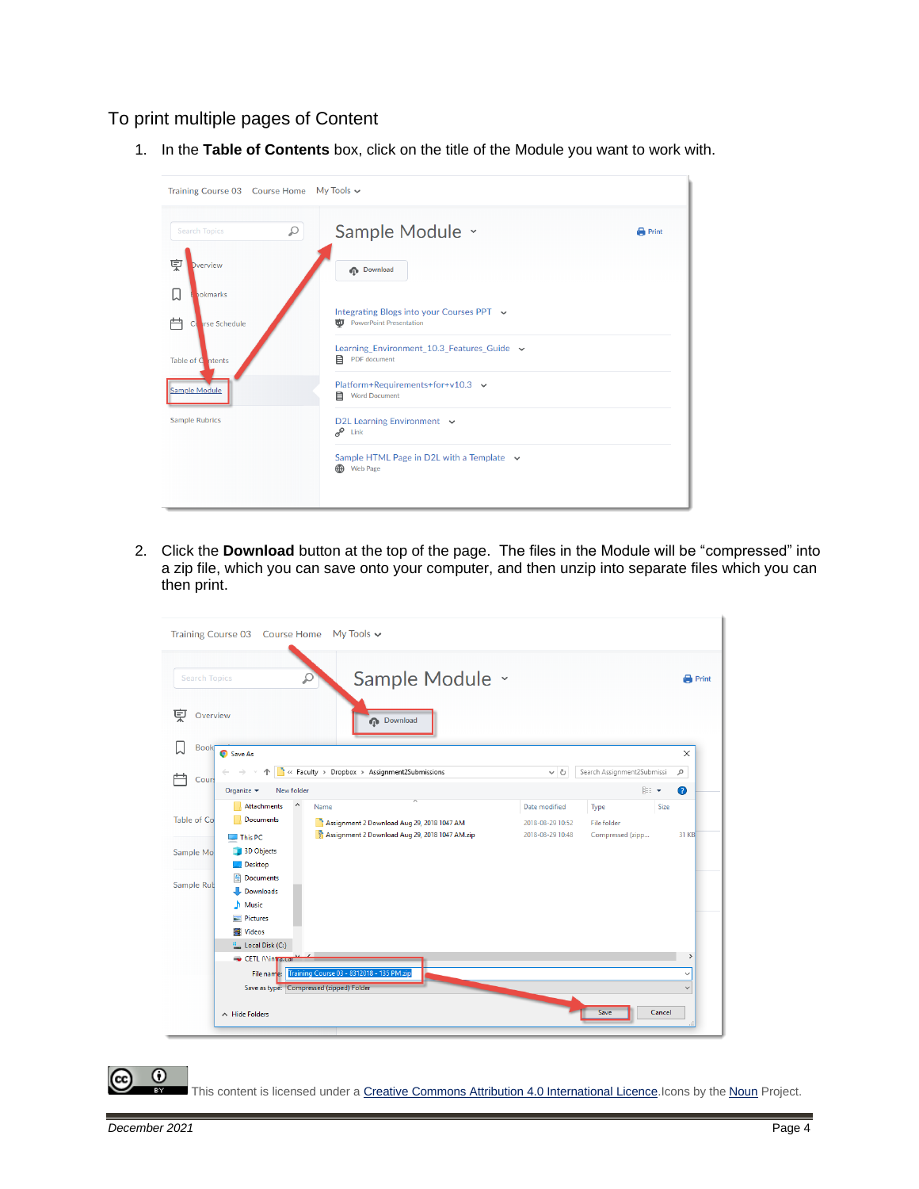## To print multiple pages of Content

1. In the **Table of Contents** box, click on the title of the Module you want to work with.

2. Click the **Download** button at the top of the page. The files in the Module will be "compressed" into a zip file, which you can save onto your computer, and then unzip into separate files which you can then print.

This content is licensed under a Creative Commons Attribution 4.0 International Licence. Icons by the Noun Project.

*December 2021*